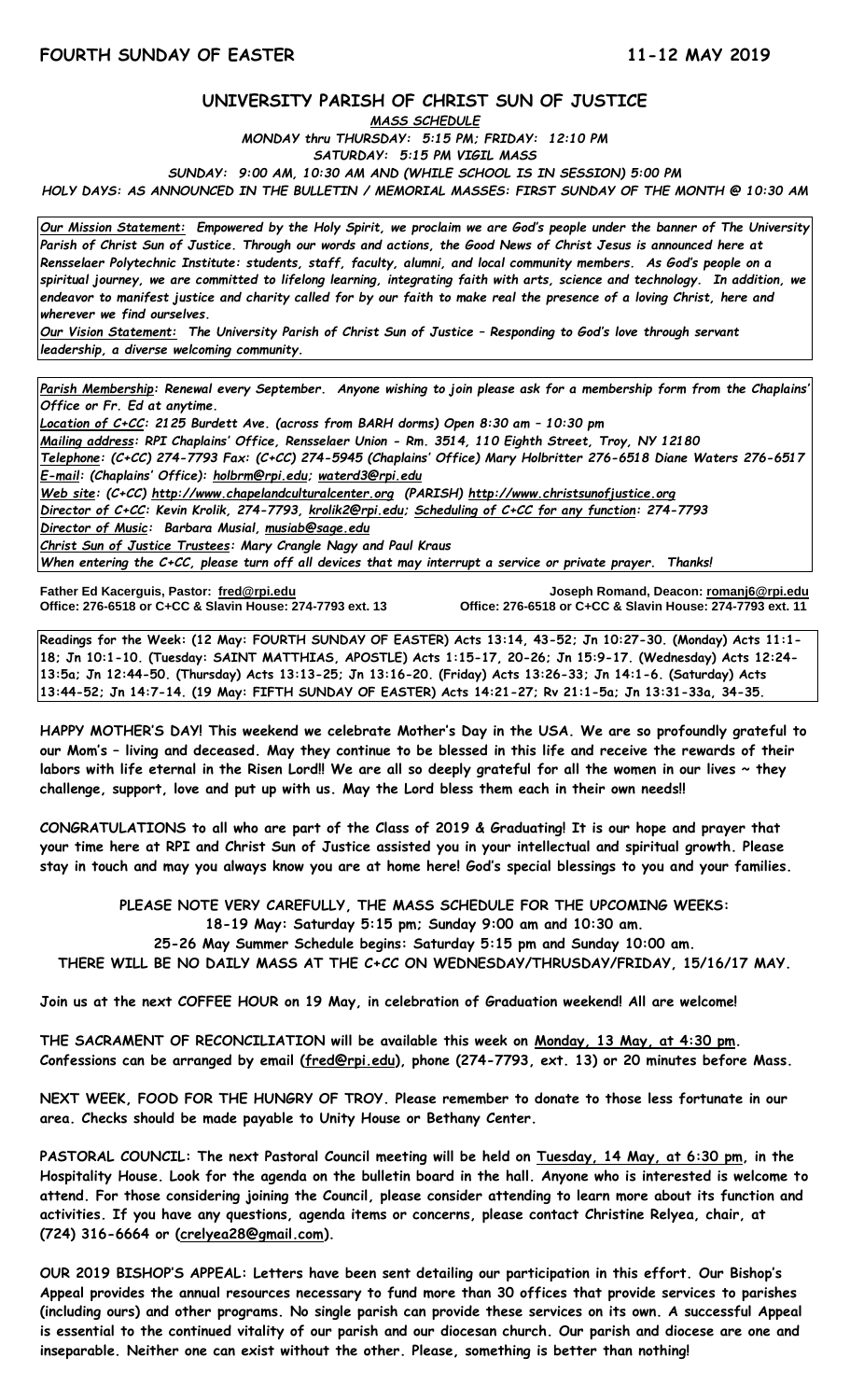**FOURTH SUNDAY OF EASTER** **11-12 MAY 2019**

## UNIVERSITY PARISH OF CHRIST SUN OF JUSTICE

***MASS SCHEDULE***

***MONDAY thru THURSDAY: 5:15 PM; FRIDAY: 12:10 PM***

***SATURDAY: 5:15 PM VIGIL MASS***

***SUNDAY: 9:00 AM, 10:30 AM AND (WHILE SCHOOL IS IN SESSION) 5:00 PM***

***HOLY DAYS: AS ANNOUNCED IN THE BULLETIN / MEMORIAL MASSES: FIRST SUNDAY OF THE MONTH @ 10:30 AM***

***Our Mission Statement:** Empowered by the Holy Spirit, we proclaim we are God's people under the banner of The University Parish of Christ Sun of Justice. Through our words and actions, the Good News of Christ Jesus is announced here at Rensselaer Polytechnic Institute: students, staff, faculty, alumni, and local community members. As God's people on a spiritual journey, we are committed to lifelong learning, integrating faith with arts, science and technology. In addition, we endeavor to manifest justice and charity called for by our faith to make real the presence of a loving Christ, here and wherever we find ourselves.*

***Our Vision Statement:** The University Parish of Christ Sun of Justice – Responding to God's love through servant leadership, a diverse welcoming community.*

***Parish Membership:** Renewal every September. Anyone wishing to join please ask for a membership form from the Chaplains' Office or Fr. Ed at anytime.*

***Location of C+CC:** 2125 Burdett Ave. (across from BARH dorms) Open 8:30 am – 10:30 pm*

***Mailing address:** RPI Chaplains' Office, Rensselaer Union - Rm. 3514, 110 Eighth Street, Troy, NY 12180*

***Telephone:** (C+CC) 274-7793 Fax: (C+CC) 274-5945 (Chaplains' Office) Mary Holbritter 276-6518 Diane Waters 276-6517*

***E-mail:** (Chaplains' Office): holbrm@rpi.edu; waterd3@rpi.edu*

***Web site:** (C+CC) http://www.chapelandculturalcenter.org (PARISH) http://www.christsunofjustice.org*

***Director of C+CC:** Kevin Krolik, 274-7793, krolik2@rpi.edu; Scheduling of C+CC for any function: 274-7793*

***Director of Music:** Barbara Musial, musiab@sage.edu*

***Christ Sun of Justice Trustees:** Mary Crangle Nagy and Paul Kraus*

*When entering the C+CC, please turn off all devices that may interrupt a service or private prayer. Thanks!*

**Father Ed Kacerguis, Pastor: fred@rpi.edu**
**Office: 276-6518 or C+CC & Slavin House: 274-7793 ext. 13**

**Joseph Romand, Deacon: romanj6@rpi.edu**
**Office: 276-6518 or C+CC & Slavin House: 274-7793 ext. 11**

**Readings for the Week: (12 May: FOURTH SUNDAY OF EASTER) Acts 13:14, 43-52; Jn 10:27-30. (Monday) Acts 11:1-18; Jn 10:1-10. (Tuesday: SAINT MATTHIAS, APOSTLE) Acts 1:15-17, 20-26; Jn 15:9-17. (Wednesday) Acts 12:24-13:5a; Jn 12:44-50. (Thursday) Acts 13:13-25; Jn 13:16-20. (Friday) Acts 13:26-33; Jn 14:1-6. (Saturday) Acts 13:44-52; Jn 14:7-14. (19 May: FIFTH SUNDAY OF EASTER) Acts 14:21-27; Rv 21:1-5a; Jn 13:31-33a, 34-35.**

**HAPPY MOTHER'S DAY! This weekend we celebrate Mother's Day in the USA. We are so profoundly grateful to our Mom's – living and deceased. May they continue to be blessed in this life and receive the rewards of their labors with life eternal in the Risen Lord!! We are all so deeply grateful for all the women in our lives ~ they challenge, support, love and put up with us. May the Lord bless them each in their own needs!!**

**CONGRATULATIONS to all who are part of the Class of 2019 & Graduating! It is our hope and prayer that your time here at RPI and Christ Sun of Justice assisted you in your intellectual and spiritual growth. Please stay in touch and may you always know you are at home here! God's special blessings to you and your families.**

**PLEASE NOTE VERY CAREFULLY, THE MASS SCHEDULE FOR THE UPCOMING WEEKS:**
**18-19 May: Saturday 5:15 pm; Sunday 9:00 am and 10:30 am.**
**25-26 May Summer Schedule begins: Saturday 5:15 pm and Sunday 10:00 am.**
**THERE WILL BE NO DAILY MASS AT THE C+CC ON WEDNESDAY/THRUSDAY/FRIDAY, 15/16/17 MAY.**

**Join us at the next COFFEE HOUR on 19 May, in celebration of Graduation weekend! All are welcome!**

**THE SACRAMENT OF RECONCILIATION will be available this week on Monday, 13 May, at 4:30 pm. Confessions can be arranged by email (fred@rpi.edu), phone (274-7793, ext. 13) or 20 minutes before Mass.**

**NEXT WEEK, FOOD FOR THE HUNGRY OF TROY. Please remember to donate to those less fortunate in our area. Checks should be made payable to Unity House or Bethany Center.**

**PASTORAL COUNCIL: The next Pastoral Council meeting will be held on Tuesday, 14 May, at 6:30 pm, in the Hospitality House. Look for the agenda on the bulletin board in the hall. Anyone who is interested is welcome to attend. For those considering joining the Council, please consider attending to learn more about its function and activities. If you have any questions, agenda items or concerns, please contact Christine Relyea, chair, at (724) 316-6664 or (crelyea28@gmail.com).**

**OUR 2019 BISHOP'S APPEAL: Letters have been sent detailing our participation in this effort. Our Bishop's Appeal provides the annual resources necessary to fund more than 30 offices that provide services to parishes (including ours) and other programs. No single parish can provide these services on its own. A successful Appeal is essential to the continued vitality of our parish and our diocesan church. Our parish and diocese are one and inseparable. Neither one can exist without the other. Please, something is better than nothing!**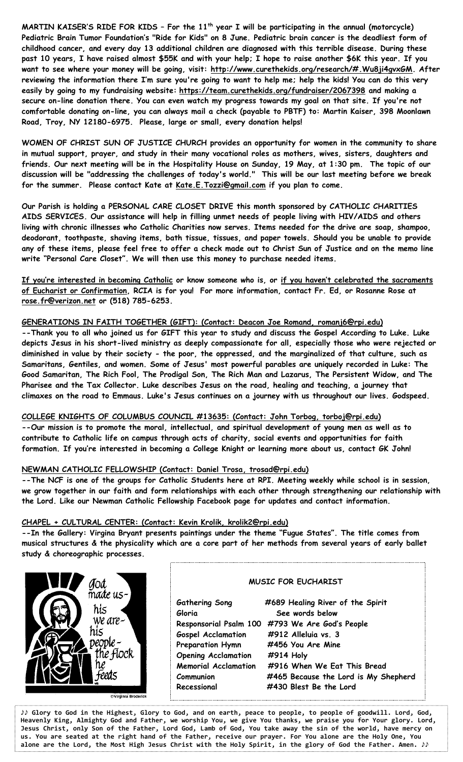**MARTIN KAISER'S RIDE FOR KIDS – For the 11th year I will be participating in the annual (motorcycle) Pediatric Brain Tumor Foundation's "Ride for Kids" on 8 June. Pediatric brain cancer is the deadliest form of childhood cancer, and every day 13 additional children are diagnosed with this terrible disease. During these past 10 years, I have raised almost $55K and with your help; I hope to raise another $6K this year. If you want to see where your money will be going, visit: http://www.curethekids.org/research/#.Wu8ji4gvxGM. After reviewing the information there I'm sure you're going to want to help me; help the kids! You can do this very easily by going to my fundraising website: https://team.curethekids.org/fundraiser/2067398 and making a secure on-line donation there. You can even watch my progress towards my goal on that site. If you're not comfortable donating on-line, you can always mail a check (payable to PBTF) to: Martin Kaiser, 398 Moonlawn Road, Troy, NY 12180-6975. Please, large or small, every donation helps!**

**WOMEN OF CHRIST SUN OF JUSTICE CHURCH provides an opportunity for women in the community to share in mutual support, prayer, and study in their many vocational roles as mothers, wives, sisters, daughters and friends. Our next meeting will be in the Hospitality House on Sunday, 19 May, at 1:30 pm. The topic of our discussion will be "addressing the challenges of today's world." This will be our last meeting before we break for the summer. Please contact Kate at Kate.E.Tozzi@gmail.com if you plan to come.**

**Our Parish is holding a PERSONAL CARE CLOSET DRIVE this month sponsored by CATHOLIC CHARITIES AIDS SERVICES. Our assistance will help in filling unmet needs of people living with HIV/AIDS and others living with chronic illnesses who Catholic Charities now serves. Items needed for the drive are soap, shampoo, deodorant, toothpaste, shaving items, bath tissue, tissues, and paper towels. Should you be unable to provide any of these items, please feel free to offer a check made out to Christ Sun of Justice and on the memo line write "Personal Care Closet". We will then use this money to purchase needed items.**

**If you're interested in becoming Catholic or know someone who is, or if you haven't celebrated the sacraments of Eucharist or Confirmation, RCIA is for you! For more information, contact Fr. Ed, or Rosanne Rose at rose.fr@verizon.net or (518) 785-6253.**

**GENERATIONS IN FAITH TOGETHER (GIFT): (Contact: Deacon Joe Romand, romanj6@rpi.edu)**
**--Thank you to all who joined us for GIFT this year to study and discuss the Gospel According to Luke. Luke depicts Jesus in his short-lived ministry as deeply compassionate for all, especially those who were rejected or diminished in value by their society - the poor, the oppressed, and the marginalized of that culture, such as Samaritans, Gentiles, and women. Some of Jesus' most powerful parables are uniquely recorded in Luke: The Good Samaritan, The Rich Fool, The Prodigal Son, The Rich Man and Lazarus, The Persistent Widow, and The Pharisee and the Tax Collector. Luke describes Jesus on the road, healing and teaching, a journey that climaxes on the road to Emmaus. Luke's Jesus continues on a journey with us throughout our lives. Godspeed.**

**COLLEGE KNIGHTS OF COLUMBUS COUNCIL #13635: (Contact: John Torbog, torboj@rpi.edu)**
**--Our mission is to promote the moral, intellectual, and spiritual development of young men as well as to contribute to Catholic life on campus through acts of charity, social events and opportunities for faith formation. If you're interested in becoming a College Knight or learning more about us, contact GK John!**

**NEWMAN CATHOLIC FELLOWSHIP (Contact: Daniel Trosa, trosad@rpi.edu)**
**--The NCF is one of the groups for Catholic Students here at RPI. Meeting weekly while school is in session, we grow together in our faith and form relationships with each other through strengthening our relationship with the Lord. Like our Newman Catholic Fellowship Facebook page for updates and contact information.**

**CHAPEL + CULTURAL CENTER: (Contact: Kevin Krolik, krolik2@rpi.edu)**
**--In the Gallery: Virgina Bryant presents paintings under the theme "Fugue States". The title comes from musical structures & the physicality which are a core part of her methods from several years of early ballet study & choreographic processes.**

God made us- his we are- his people- the flock he feeds

©Virginia Broderick

**MUSIC FOR EUCHARIST**

| | |
|---|---|
| Gathering Song | #689 Healing River of the Spirit |
| Gloria | See words below |
| Responsorial Psalm 100 | #793 We Are God's People |
| Gospel Acclamation | #912 Alleluia vs. 3 |
| Preparation Hymn | #456 You Are Mine |
| Opening Acclamation | #914 Holy |
| Memorial Acclamation | #916 When We Eat This Bread |
| Communion | #465 Because the Lord is My Shepherd |
| Recessional | #430 Blest Be the Lord |

**♪♪ Glory to God in the Highest, Glory to God, and on earth, peace to people, to people of goodwill. Lord, God, Heavenly King, Almighty God and Father, we worship You, we give You thanks, we praise you for Your glory. Lord, Jesus Christ, only Son of the Father, Lord God, Lamb of God, You take away the sin of the world, have mercy on us. You are seated at the right hand of the Father, receive our prayer. For You alone are the Holy One, You alone are the Lord, the Most High Jesus Christ with the Holy Spirit, in the glory of God the Father. Amen. ♪♪**